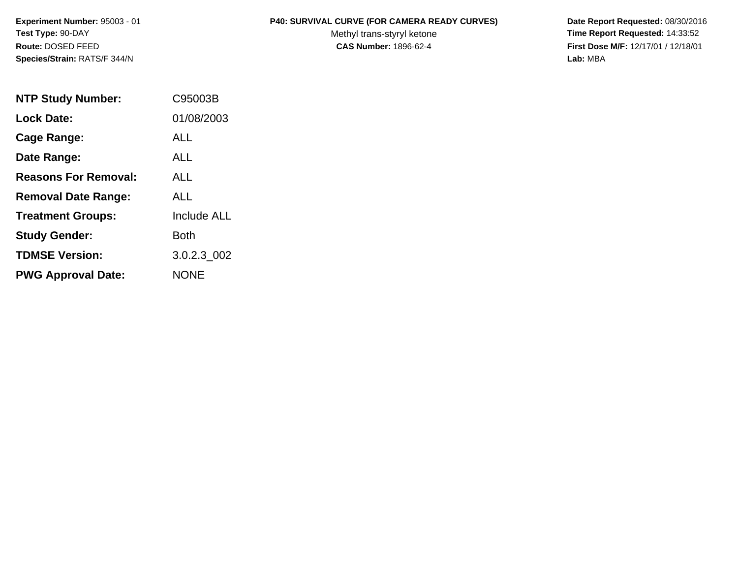**Experiment Number:** 95003 - 01
**Test Type:** 90-DAY
**Route:** DOSED FEED
**Species/Strain:** RATS/F 344/N

**P40: SURVIVAL CURVE (FOR CAMERA READY CURVES)**
Methyl trans-styryl ketone
**CAS Number:** 1896-62-4

**Date Report Requested:** 08/30/2016
**Time Report Requested:** 14:33:52
**First Dose M/F:** 12/17/01 / 12/18/01
**Lab:** MBA

| | |
|---|---|
| **NTP Study Number:** | C95003B |
| **Lock Date:** | 01/08/2003 |
| **Cage Range:** | ALL |
| **Date Range:** | ALL |
| **Reasons For Removal:** | ALL |
| **Removal Date Range:** | ALL |
| **Treatment Groups:** | Include ALL |
| **Study Gender:** | Both |
| **TDMSE Version:** | 3.0.2.3_002 |
| **PWG Approval Date:** | NONE |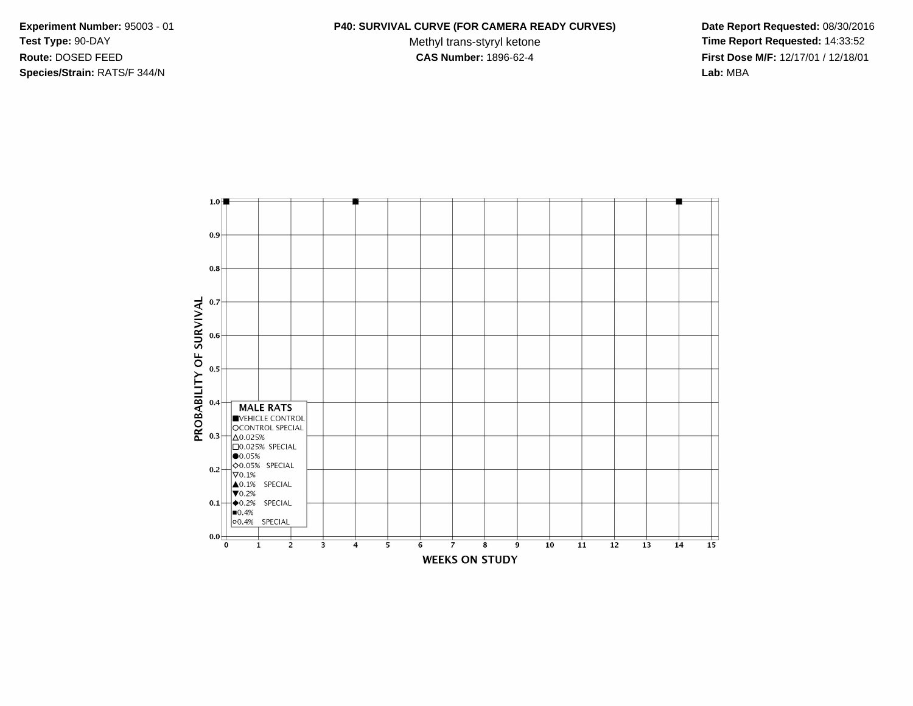**Experiment Number:** 95003 - 01
**Test Type:** 90-DAY
**Route:** DOSED FEED
**Species/Strain:** RATS/F 344/N

**P40: SURVIVAL CURVE (FOR CAMERA READY CURVES)**
Methyl trans-styryl ketone
**CAS Number:** 1896-62-4

**Date Report Requested:** 08/30/2016
**Time Report Requested:** 14:33:52
**First Dose M/F:** 12/17/01 / 12/18/01
**Lab:** MBA

PROBABILITY OF SURVIVAL

1.0
0.9
0.8
0.7
0.6
0.5
0.4
0.3
0.2
0.1
0.0

0 1 2 3 4 5 6 7 8 9 10 11 12 13 14 15

WEEKS ON STUDY

**MALE RATS**
- ■ VEHICLE CONTROL
- ○ CONTROL SPECIAL
- △ 0.025%
- □ 0.025% SPECIAL
- ● 0.05%
- ◇ 0.05% SPECIAL
- ▽ 0.1%
- ▲ 0.1% SPECIAL
- ▼ 0.2%
- ◆ 0.2% SPECIAL
- ▪ 0.4%
- ∘ 0.4% SPECIAL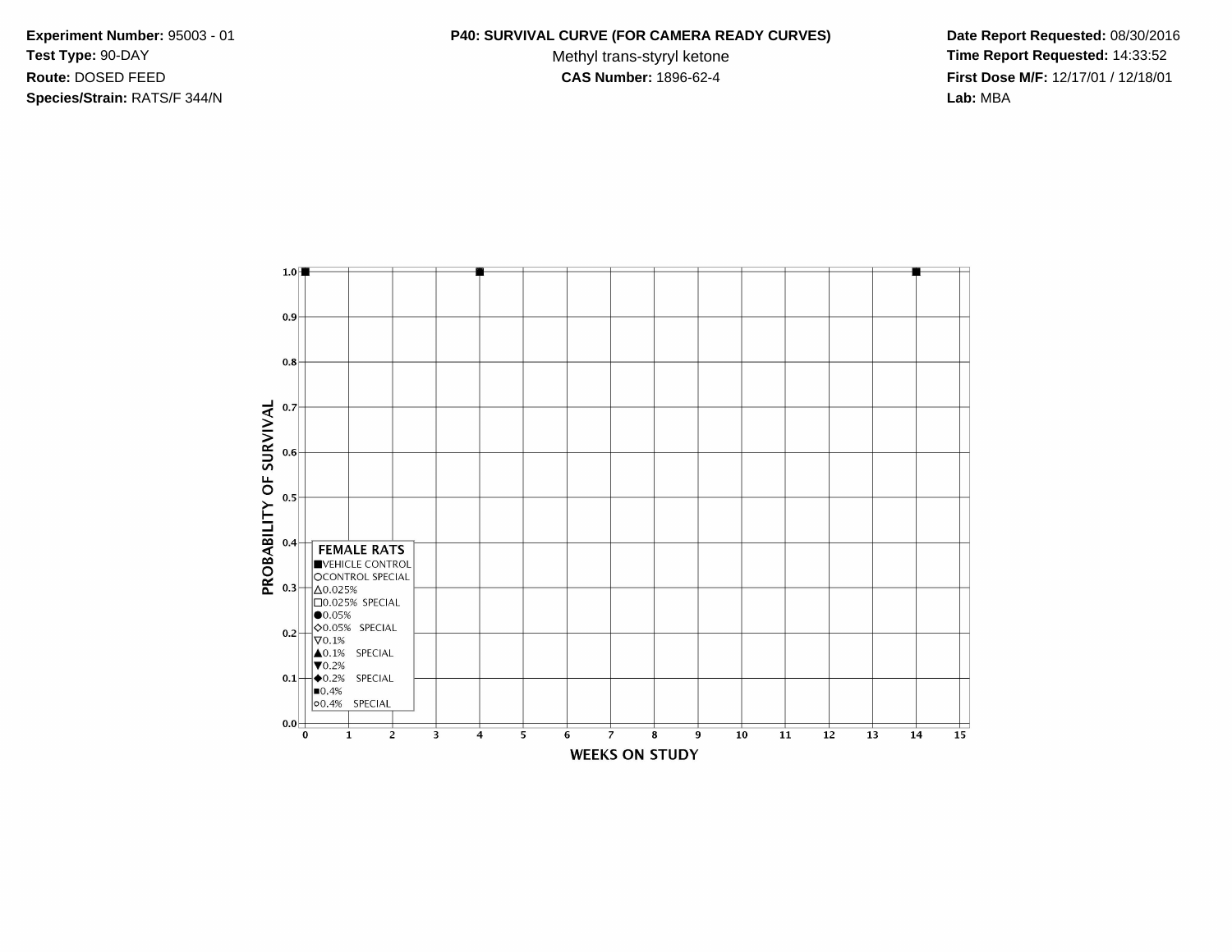**Experiment Number:** 95003 - 01
**Test Type:** 90-DAY
**Route:** DOSED FEED
**Species/Strain:** RATS/F 344/N

**P40: SURVIVAL CURVE (FOR CAMERA READY CURVES)**
Methyl trans-styryl ketone
**CAS Number:** 1896-62-4

**Date Report Requested:** 08/30/2016
**Time Report Requested:** 14:33:52
**First Dose M/F:** 12/17/01 / 12/18/01
**Lab:** MBA

PROBABILITY OF SURVIVAL

1.0
0.9
0.8
0.7
0.6
0.5
0.4
0.3
0.2
0.1
0.0

WEEKS ON STUDY

0 1 2 3 4 5 6 7 8 9 10 11 12 13 14 15

FEMALE RATS
■VEHICLE CONTROL
○CONTROL SPECIAL
△0.025%
□0.025% SPECIAL
●0.05%
◇0.05% SPECIAL
▽0.1%
▲0.1% SPECIAL
▼0.2%
◆0.2% SPECIAL
▪0.4%
∘0.4% SPECIAL